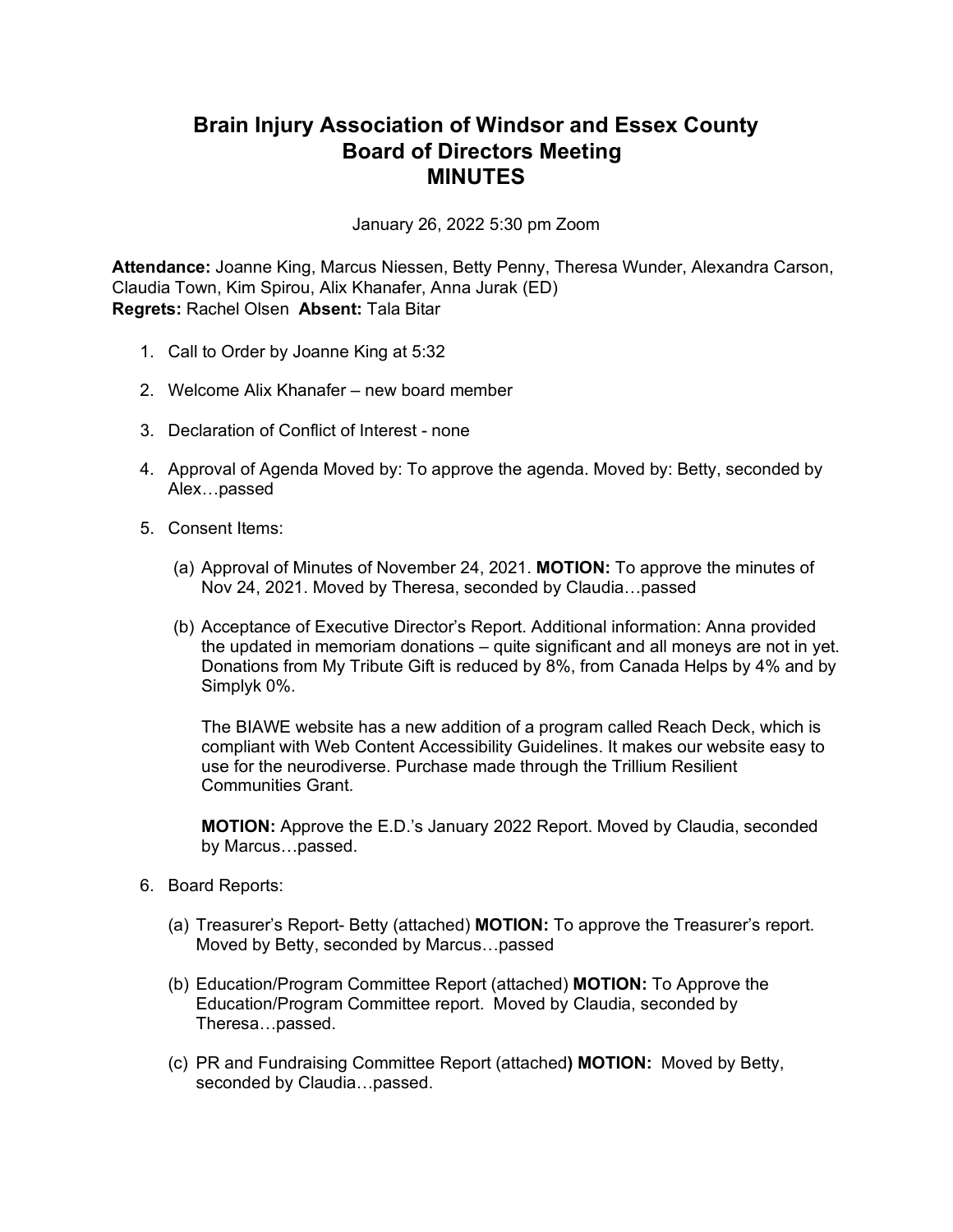# Brain Injury Association of Windsor and Essex County
# Board of Directors Meeting
# MINUTES

January 26, 2022 5:30 pm Zoom

**Attendance:** Joanne King, Marcus Niessen, Betty Penny, Theresa Wunder, Alexandra Carson, Claudia Town, Kim Spirou, Alix Khanafer, Anna Jurak (ED)
**Regrets:** Rachel Olsen **Absent:** Tala Bitar

1. Call to Order by Joanne King at 5:32

2. Welcome Alix Khanafer – new board member

3. Declaration of Conflict of Interest - none

4. Approval of Agenda Moved by: To approve the agenda. Moved by: Betty, seconded by Alex…passed

5. Consent Items:

   (a) Approval of Minutes of November 24, 2021. **MOTION:** To approve the minutes of Nov 24, 2021. Moved by Theresa, seconded by Claudia…passed

   (b) Acceptance of Executive Director's Report. Additional information: Anna provided the updated in memoriam donations – quite significant and all moneys are not in yet. Donations from My Tribute Gift is reduced by 8%, from Canada Helps by 4% and by Simplyk 0%.

   The BIAWE website has a new addition of a program called Reach Deck, which is compliant with Web Content Accessibility Guidelines. It makes our website easy to use for the neurodiverse. Purchase made through the Trillium Resilient Communities Grant.

   **MOTION:** Approve the E.D.'s January 2022 Report. Moved by Claudia, seconded by Marcus…passed.

6. Board Reports:

   (a) Treasurer's Report- Betty (attached) **MOTION:** To approve the Treasurer's report. Moved by Betty, seconded by Marcus…passed

   (b) Education/Program Committee Report (attached) **MOTION:** To Approve the Education/Program Committee report. Moved by Claudia, seconded by Theresa…passed.

   (c) PR and Fundraising Committee Report (attached) **MOTION:** Moved by Betty, seconded by Claudia…passed.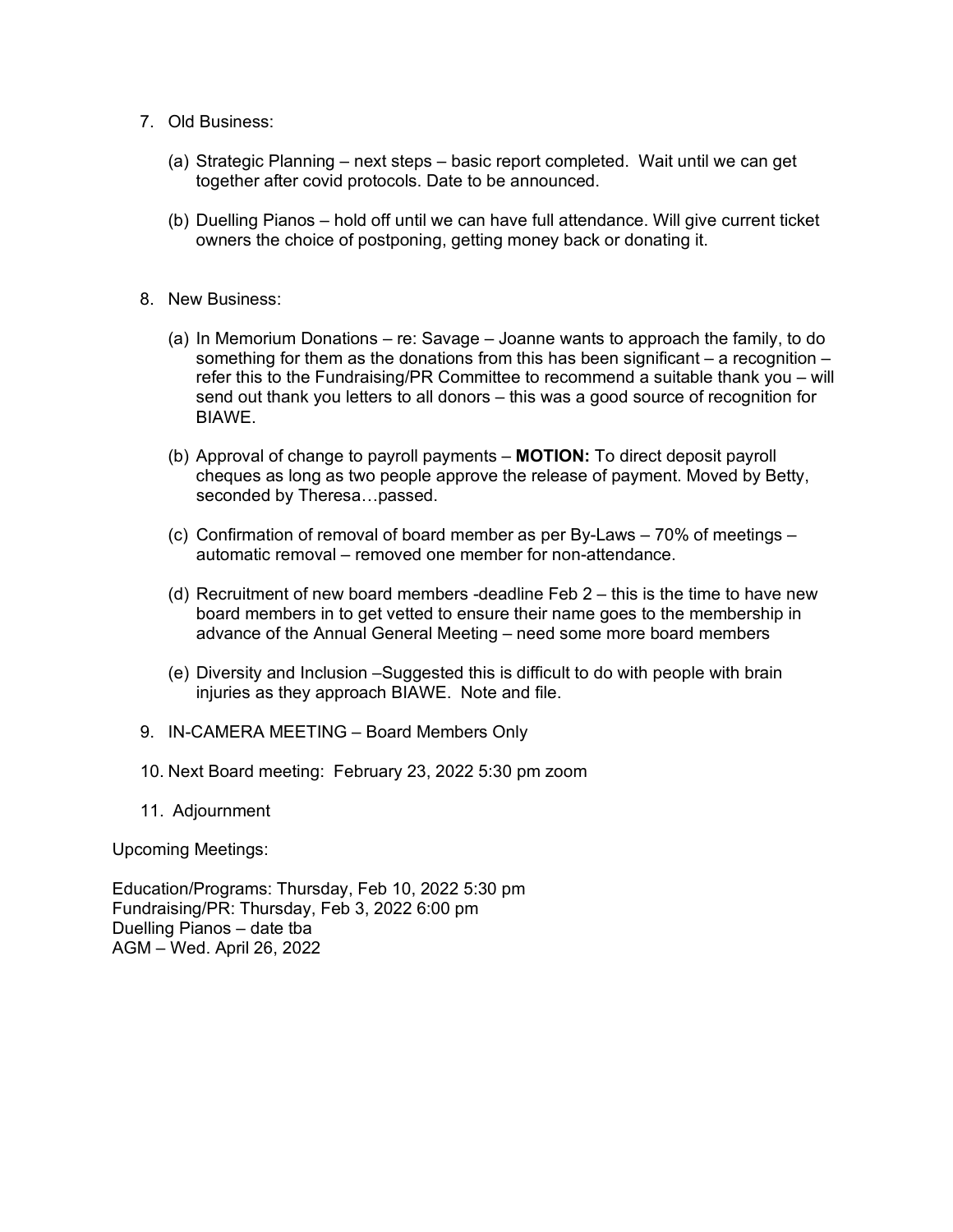7. Old Business:

   (a) Strategic Planning – next steps – basic report completed. Wait until we can get together after covid protocols. Date to be announced.

   (b) Duelling Pianos – hold off until we can have full attendance. Will give current ticket owners the choice of postponing, getting money back or donating it.

8. New Business:

   (a) In Memorium Donations – re: Savage – Joanne wants to approach the family, to do something for them as the donations from this has been significant – a recognition – refer this to the Fundraising/PR Committee to recommend a suitable thank you – will send out thank you letters to all donors – this was a good source of recognition for BIAWE.

   (b) Approval of change to payroll payments – **MOTION:** To direct deposit payroll cheques as long as two people approve the release of payment. Moved by Betty, seconded by Theresa…passed.

   (c) Confirmation of removal of board member as per By-Laws – 70% of meetings – automatic removal – removed one member for non-attendance.

   (d) Recruitment of new board members -deadline Feb 2 – this is the time to have new board members in to get vetted to ensure their name goes to the membership in advance of the Annual General Meeting – need some more board members

   (e) Diversity and Inclusion –Suggested this is difficult to do with people with brain injuries as they approach BIAWE. Note and file.

9. IN-CAMERA MEETING – Board Members Only

10. Next Board meeting: February 23, 2022 5:30 pm zoom

11. Adjournment

Upcoming Meetings:

Education/Programs: Thursday, Feb 10, 2022 5:30 pm
Fundraising/PR: Thursday, Feb 3, 2022 6:00 pm
Duelling Pianos – date tba
AGM – Wed. April 26, 2022